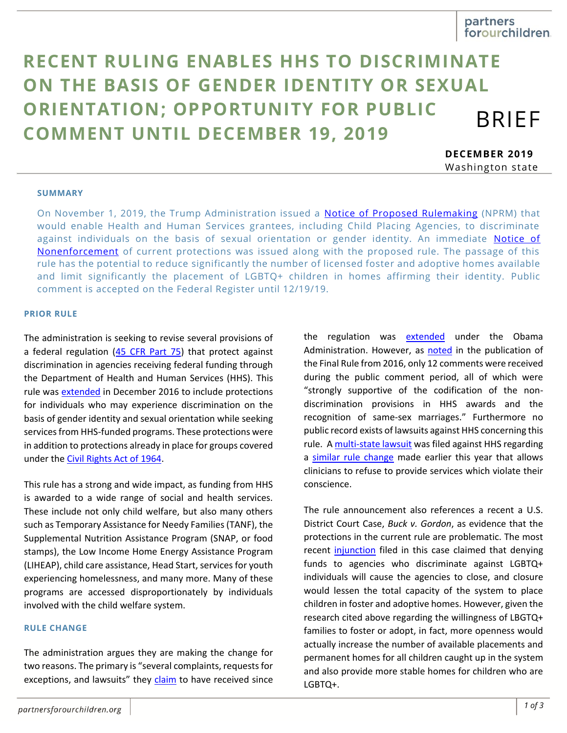partners forourchildren

# RECENT RULING ENABLES HHS TO DISCRIMINATE ON THE BASIS OF GENDER IDENTITY OR SEXUAL ORIENTATION; OPPORTUNITY FOR PUBLIC COMMENT UNTIL DECEMBER 19, 2019

BRIEF

**DECEMBER 2019**
Washington state

## SUMMARY

On November 1, 2019, the Trump Administration issued a Notice of Proposed Rulemaking (NPRM) that would enable Health and Human Services grantees, including Child Placing Agencies, to discriminate against individuals on the basis of sexual orientation or gender identity. An immediate Notice of Nonenforcement of current protections was issued along with the proposed rule. The passage of this rule has the potential to reduce significantly the number of licensed foster and adoptive homes available and limit significantly the placement of LGBTQ+ children in homes affirming their identity. Public comment is accepted on the Federal Register until 12/19/19.

## PRIOR RULE

The administration is seeking to revise several provisions of a federal regulation (45 CFR Part 75) that protect against discrimination in agencies receiving federal funding through the Department of Health and Human Services (HHS). This rule was extended in December 2016 to include protections for individuals who may experience discrimination on the basis of gender identity and sexual orientation while seeking services from HHS-funded programs. These protections were in addition to protections already in place for groups covered under the Civil Rights Act of 1964.

This rule has a strong and wide impact, as funding from HHS is awarded to a wide range of social and health services. These include not only child welfare, but also many others such as Temporary Assistance for Needy Families (TANF), the Supplemental Nutrition Assistance Program (SNAP, or food stamps), the Low Income Home Energy Assistance Program (LIHEAP), child care assistance, Head Start, services for youth experiencing homelessness, and many more. Many of these programs are accessed disproportionately by individuals involved with the child welfare system.

## RULE CHANGE

The administration argues they are making the change for two reasons. The primary is "several complaints, requests for exceptions, and lawsuits" they claim to have received since the regulation was extended under the Obama Administration. However, as noted in the publication of the Final Rule from 2016, only 12 comments were received during the public comment period, all of which were "strongly supportive of the codification of the non-discrimination provisions in HHS awards and the recognition of same-sex marriages." Furthermore no public record exists of lawsuits against HHS concerning this rule. A multi-state lawsuit was filed against HHS regarding a similar rule change made earlier this year that allows clinicians to refuse to provide services which violate their conscience.

The rule announcement also references a recent a U.S. District Court Case, *Buck v. Gordon*, as evidence that the protections in the current rule are problematic. The most recent injunction filed in this case claimed that denying funds to agencies who discriminate against LGBTQ+ individuals will cause the agencies to close, and closure would lessen the total capacity of the system to place children in foster and adoptive homes. However, given the research cited above regarding the willingness of LBGTQ+ families to foster or adopt, in fact, more openness would actually increase the number of available placements and permanent homes for all children caught up in the system and also provide more stable homes for children who are LGBTQ+.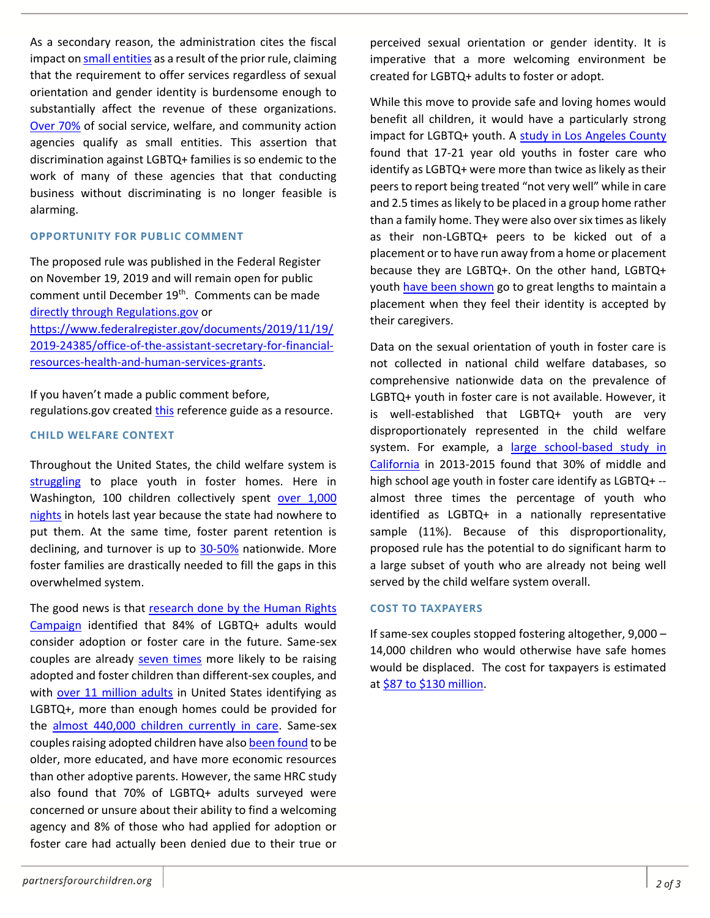As a secondary reason, the administration cites the fiscal impact on small entities as a result of the prior rule, claiming that the requirement to offer services regardless of sexual orientation and gender identity is burdensome enough to substantially affect the revenue of these organizations. Over 70% of social service, welfare, and community action agencies qualify as small entities. This assertion that discrimination against LGBTQ+ families is so endemic to the work of many of these agencies that that conducting business without discriminating is no longer feasible is alarming.

### OPPORTUNITY FOR PUBLIC COMMENT

The proposed rule was published in the Federal Register on November 19, 2019 and will remain open for public comment until December 19th. Comments can be made directly through Regulations.gov or https://www.federalregister.gov/documents/2019/11/19/2019-24385/office-of-the-assistant-secretary-for-financial-resources-health-and-human-services-grants.

If you haven't made a public comment before, regulations.gov created this reference guide as a resource.

### CHILD WELFARE CONTEXT

Throughout the United States, the child welfare system is struggling to place youth in foster homes. Here in Washington, 100 children collectively spent over 1,000 nights in hotels last year because the state had nowhere to put them. At the same time, foster parent retention is declining, and turnover is up to 30-50% nationwide. More foster families are drastically needed to fill the gaps in this overwhelmed system.

The good news is that research done by the Human Rights Campaign identified that 84% of LGBTQ+ adults would consider adoption or foster care in the future. Same-sex couples are already seven times more likely to be raising adopted and foster children than different-sex couples, and with over 11 million adults in United States identifying as LGBTQ+, more than enough homes could be provided for the almost 440,000 children currently in care. Same-sex couples raising adopted children have also been found to be older, more educated, and have more economic resources than other adoptive parents. However, the same HRC study also found that 70% of LGBTQ+ adults surveyed were concerned or unsure about their ability to find a welcoming agency and 8% of those who had applied for adoption or foster care had actually been denied due to their true or perceived sexual orientation or gender identity. It is imperative that a more welcoming environment be created for LGBTQ+ adults to foster or adopt.

While this move to provide safe and loving homes would benefit all children, it would have a particularly strong impact for LGBTQ+ youth. A study in Los Angeles County found that 17-21 year old youths in foster care who identify as LGBTQ+ were more than twice as likely as their peers to report being treated "not very well" while in care and 2.5 times as likely to be placed in a group home rather than a family home. They were also over six times as likely as their non-LGBTQ+ peers to be kicked out of a placement or to have run away from a home or placement because they are LGBTQ+. On the other hand, LGBTQ+ youth have been shown go to great lengths to maintain a placement when they feel their identity is accepted by their caregivers.

Data on the sexual orientation of youth in foster care is not collected in national child welfare databases, so comprehensive nationwide data on the prevalence of LGBTQ+ youth in foster care is not available. However, it is well-established that LGBTQ+ youth are very disproportionately represented in the child welfare system. For example, a large school-based study in California in 2013-2015 found that 30% of middle and high school age youth in foster care identify as LGBTQ+ -- almost three times the percentage of youth who identified as LGBTQ+ in a nationally representative sample (11%). Because of this disproportionality, proposed rule has the potential to do significant harm to a large subset of youth who are already not being well served by the child welfare system overall.

### COST TO TAXPAYERS

If same-sex couples stopped fostering altogether, 9,000 – 14,000 children who would otherwise have safe homes would be displaced. The cost for taxpayers is estimated at $87 to $130 million.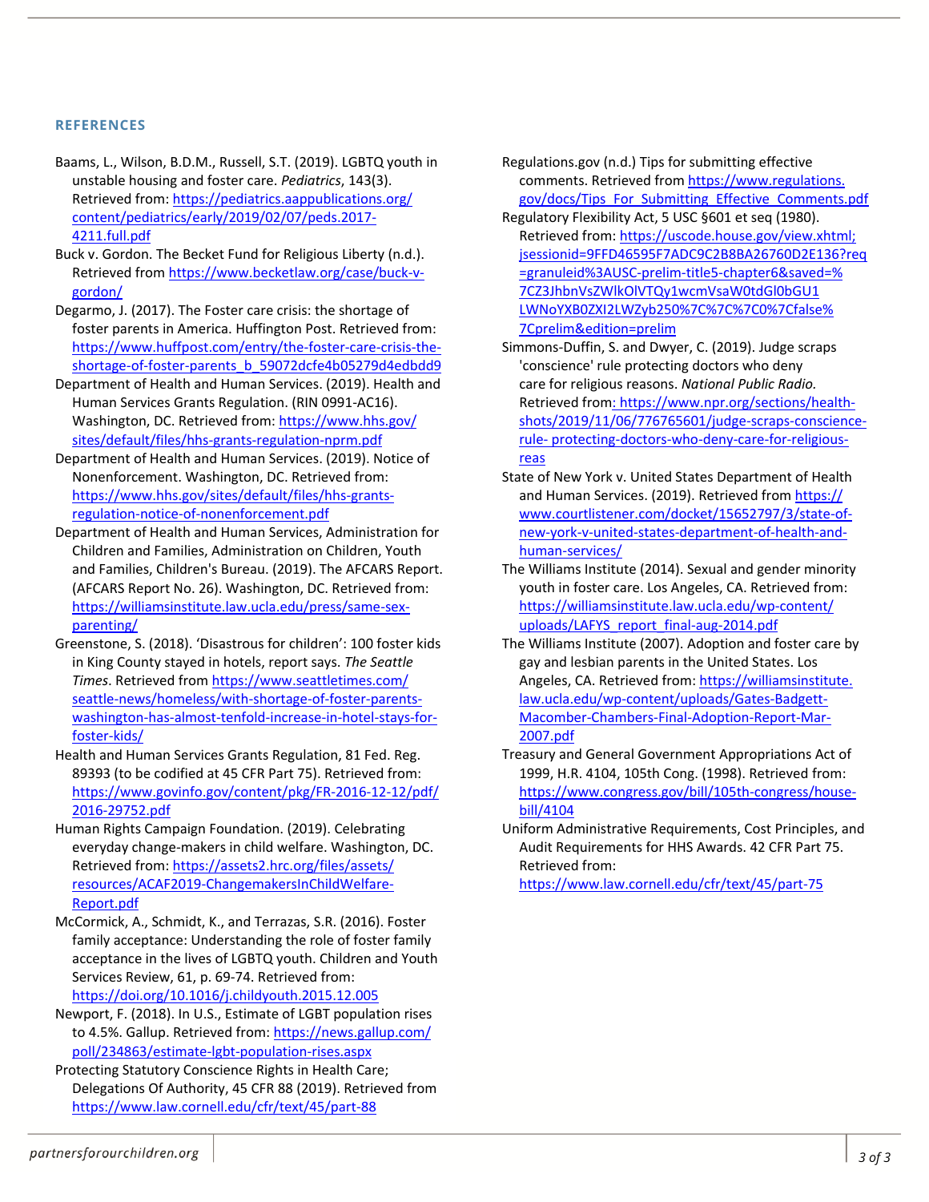## REFERENCES

Baams, L., Wilson, B.D.M., Russell, S.T. (2019). LGBTQ youth in unstable housing and foster care. *Pediatrics*, 143(3). Retrieved from: https://pediatrics.aappublications.org/content/pediatrics/early/2019/02/07/peds.2017-4211.full.pdf

Buck v. Gordon. The Becket Fund for Religious Liberty (n.d.). Retrieved from https://www.becketlaw.org/case/buck-v-gordon/

Degarmo, J. (2017). The Foster care crisis: the shortage of foster parents in America. Huffington Post. Retrieved from: https://www.huffpost.com/entry/the-foster-care-crisis-the-shortage-of-foster-parents_b_59072dcfe4b05279d4edbdd9

Department of Health and Human Services. (2019). Health and Human Services Grants Regulation. (RIN 0991-AC16). Washington, DC. Retrieved from: https://www.hhs.gov/sites/default/files/hhs-grants-regulation-nprm.pdf

Department of Health and Human Services. (2019). Notice of Nonenforcement. Washington, DC. Retrieved from: https://www.hhs.gov/sites/default/files/hhs-grants-regulation-notice-of-nonenforcement.pdf

Department of Health and Human Services, Administration for Children and Families, Administration on Children, Youth and Families, Children's Bureau. (2019). The AFCARS Report. (AFCARS Report No. 26). Washington, DC. Retrieved from: https://williamsinstitute.law.ucla.edu/press/same-sex-parenting/

Greenstone, S. (2018). 'Disastrous for children': 100 foster kids in King County stayed in hotels, report says. *The Seattle Times*. Retrieved from https://www.seattletimes.com/seattle-news/homeless/with-shortage-of-foster-parents-washington-has-almost-tenfold-increase-in-hotel-stays-for-foster-kids/

Health and Human Services Grants Regulation, 81 Fed. Reg. 89393 (to be codified at 45 CFR Part 75). Retrieved from: https://www.govinfo.gov/content/pkg/FR-2016-12-12/pdf/2016-29752.pdf

Human Rights Campaign Foundation. (2019). Celebrating everyday change-makers in child welfare. Washington, DC. Retrieved from: https://assets2.hrc.org/files/assets/resources/ACAF2019-ChangemakersInChildWelfare-Report.pdf

McCormick, A., Schmidt, K., and Terrazas, S.R. (2016). Foster family acceptance: Understanding the role of foster family acceptance in the lives of LGBTQ youth. Children and Youth Services Review, 61, p. 69-74. Retrieved from: https://doi.org/10.1016/j.childyouth.2015.12.005

Newport, F. (2018). In U.S., Estimate of LGBT population rises to 4.5%. Gallup. Retrieved from: https://news.gallup.com/poll/234863/estimate-lgbt-population-rises.aspx

Protecting Statutory Conscience Rights in Health Care; Delegations Of Authority, 45 CFR 88 (2019). Retrieved from https://www.law.cornell.edu/cfr/text/45/part-88

Regulations.gov (n.d.) Tips for submitting effective comments. Retrieved from https://www.regulations.gov/docs/Tips_For_Submitting_Effective_Comments.pdf

Regulatory Flexibility Act, 5 USC §601 et seq (1980). Retrieved from: https://uscode.house.gov/view.xhtml;jsessionid=9FFD46595F7ADC9C2B8BA26760D2E136?req=granuleid%3AUSC-prelim-title5-chapter6&saved=%7CZ3JhbnVsZWlkOlVTQy1wcmVsaW0tdGl0bGU1LWNoYXB0ZXI2LWZyb250%7C%7C%7C0%7Cfalse%7Cprelim&edition=prelim

Simmons-Duffin, S. and Dwyer, C. (2019). Judge scraps 'conscience' rule protecting doctors who deny care for religious reasons. *National Public Radio*. Retrieved from: https://www.npr.org/sections/health-shots/2019/11/06/776765601/judge-scraps-conscience-rule- protecting-doctors-who-deny-care-for-religious-reas

State of New York v. United States Department of Health and Human Services. (2019). Retrieved from https://www.courtlistener.com/docket/15652797/3/state-of-new-york-v-united-states-department-of-health-and-human-services/

The Williams Institute (2014). Sexual and gender minority youth in foster care. Los Angeles, CA. Retrieved from: https://williamsinstitute.law.ucla.edu/wp-content/uploads/LAFYS_report_final-aug-2014.pdf

The Williams Institute (2007). Adoption and foster care by gay and lesbian parents in the United States. Los Angeles, CA. Retrieved from: https://williamsinstitute.law.ucla.edu/wp-content/uploads/Gates-Badgett-Macomber-Chambers-Final-Adoption-Report-Mar-2007.pdf

Treasury and General Government Appropriations Act of 1999, H.R. 4104, 105th Cong. (1998). Retrieved from: https://www.congress.gov/bill/105th-congress/house-bill/4104

Uniform Administrative Requirements, Cost Principles, and Audit Requirements for HHS Awards. 42 CFR Part 75. Retrieved from: https://www.law.cornell.edu/cfr/text/45/part-75